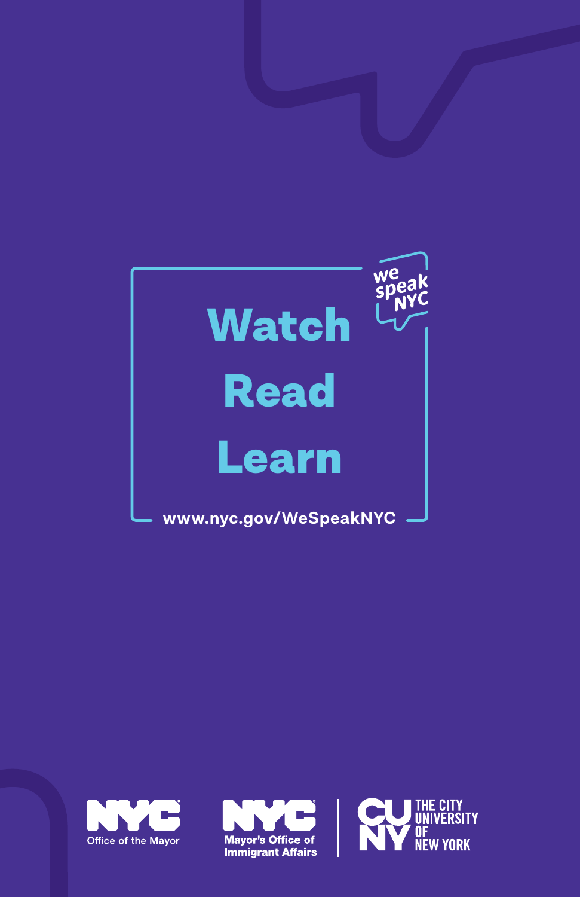we speak NYC

# Watch

# Read

# Learn

www.nyc.gov/WeSpeakNYC

NYC Office of the Mayor

NYC Mayor's Office of Immigrant Affairs

CUNY THE CITY UNIVERSITY OF NEW YORK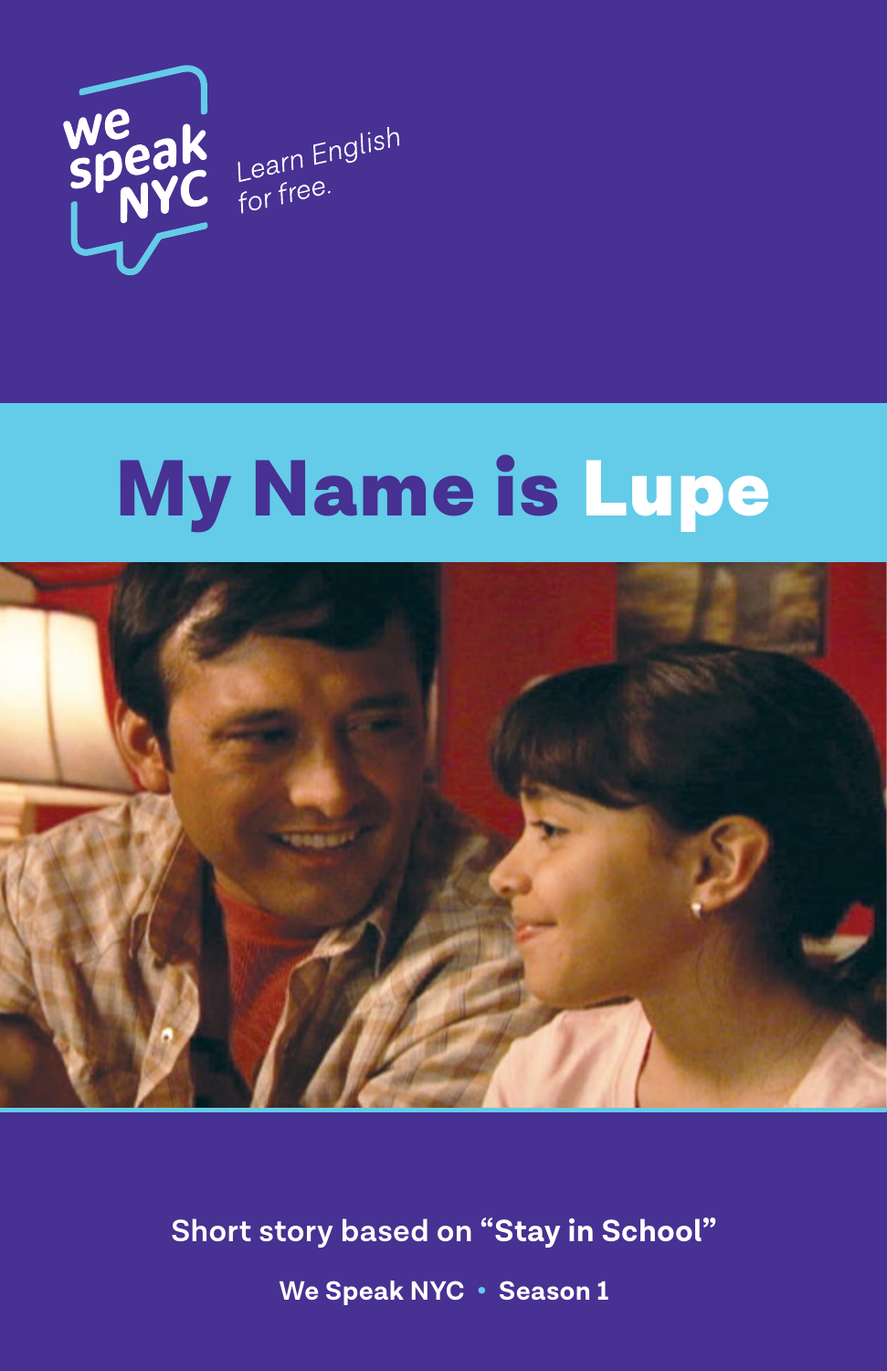we speak NYC

Learn English for free.

# My Name is Lupe

**Short story based on "Stay in School"**

**We Speak NYC • Season 1**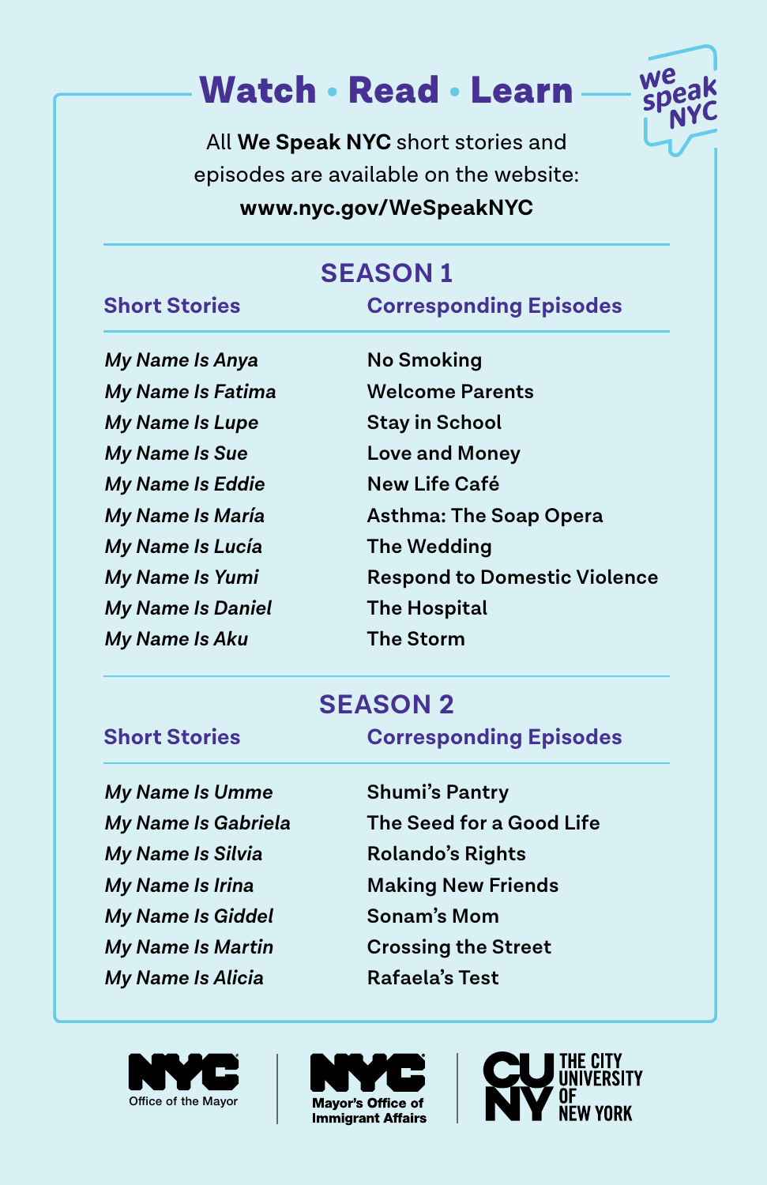# Watch • Read • Learn

we speak NYC

All **We Speak NYC** short stories and episodes are available on the website:

**www.nyc.gov/WeSpeakNYC**

## SEASON 1

| Short Stories | Corresponding Episodes |
|---|---|
| *My Name Is Anya* | No Smoking |
| *My Name Is Fatima* | Welcome Parents |
| *My Name Is Lupe* | Stay in School |
| *My Name Is Sue* | Love and Money |
| *My Name Is Eddie* | New Life Café |
| *My Name Is María* | Asthma: The Soap Opera |
| *My Name Is Lucía* | The Wedding |
| *My Name Is Yumi* | Respond to Domestic Violence |
| *My Name Is Daniel* | The Hospital |
| *My Name Is Aku* | The Storm |

## SEASON 2

| Short Stories | Corresponding Episodes |
|---|---|
| *My Name Is Umme* | Shumi's Pantry |
| *My Name Is Gabriela* | The Seed for a Good Life |
| *My Name Is Silvia* | Rolando's Rights |
| *My Name Is Irina* | Making New Friends |
| *My Name Is Giddel* | Sonam's Mom |
| *My Name Is Martin* | Crossing the Street |
| *My Name Is Alicia* | Rafaela's Test |

NYC Office of the Mayor | NYC Mayor's Office of Immigrant Affairs | CUNY The City University of New York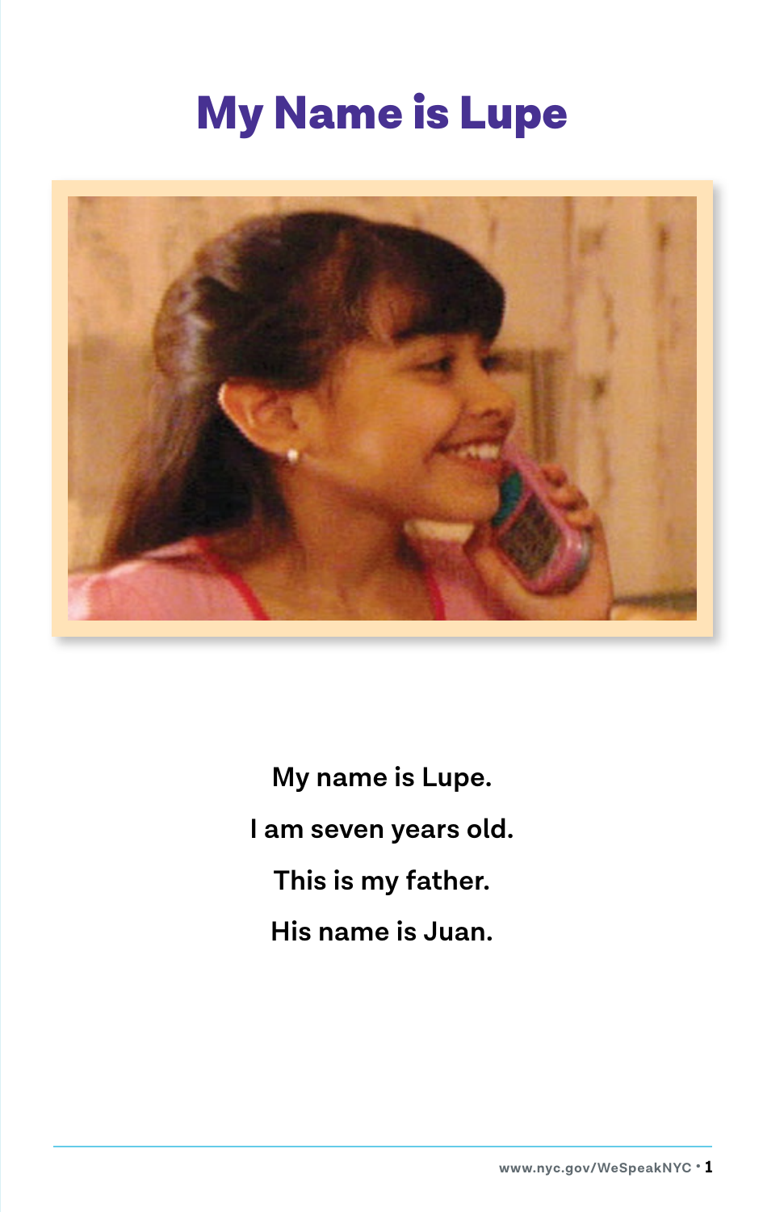# My Name is Lupe

My name is Lupe.

I am seven years old.

This is my father.

His name is Juan.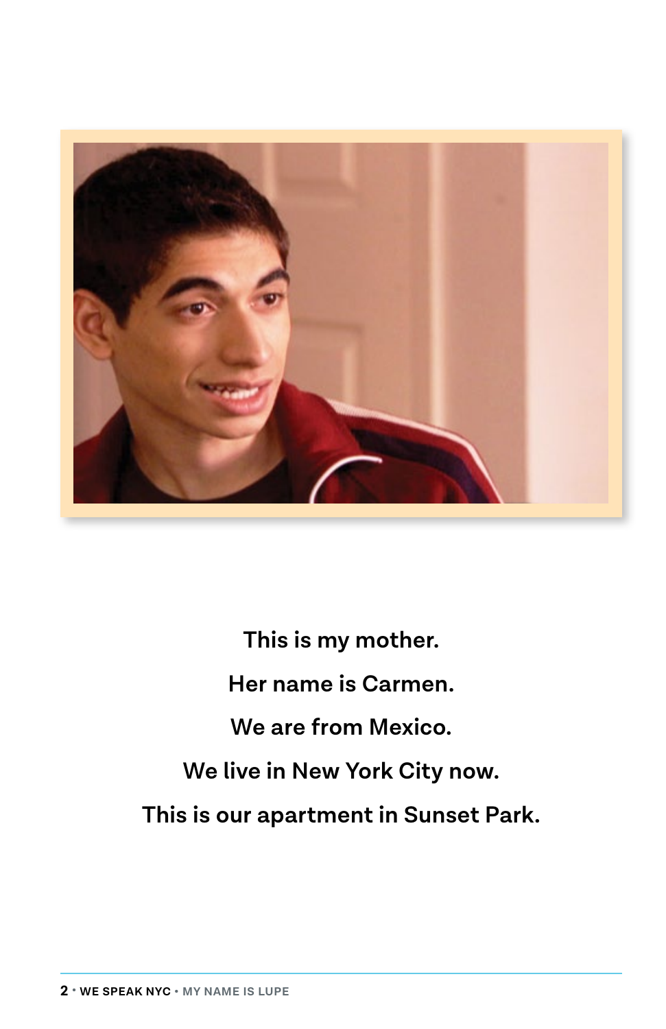This is my mother.

Her name is Carmen.

We are from Mexico.

We live in New York City now.

This is our apartment in Sunset Park.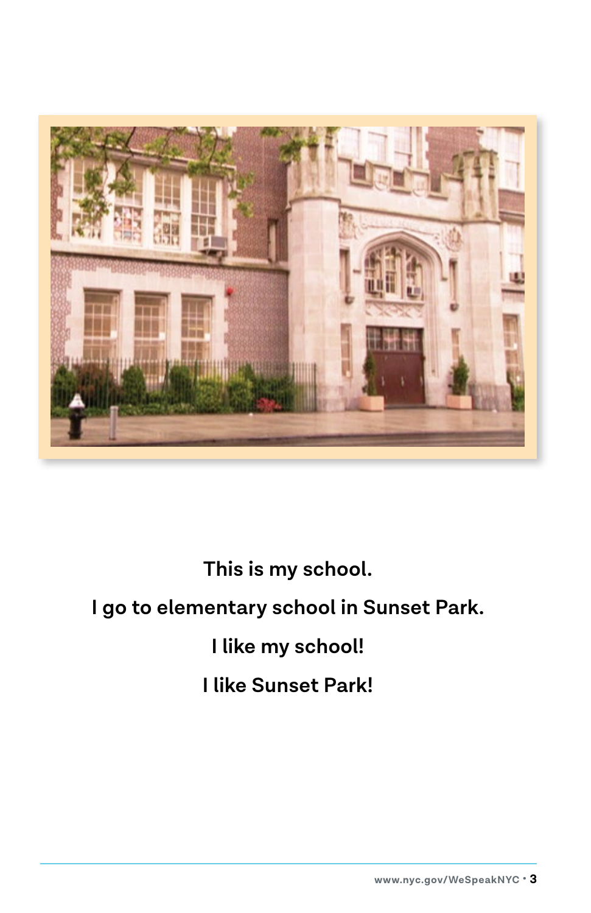This is my school.

I go to elementary school in Sunset Park.

I like my school!

I like Sunset Park!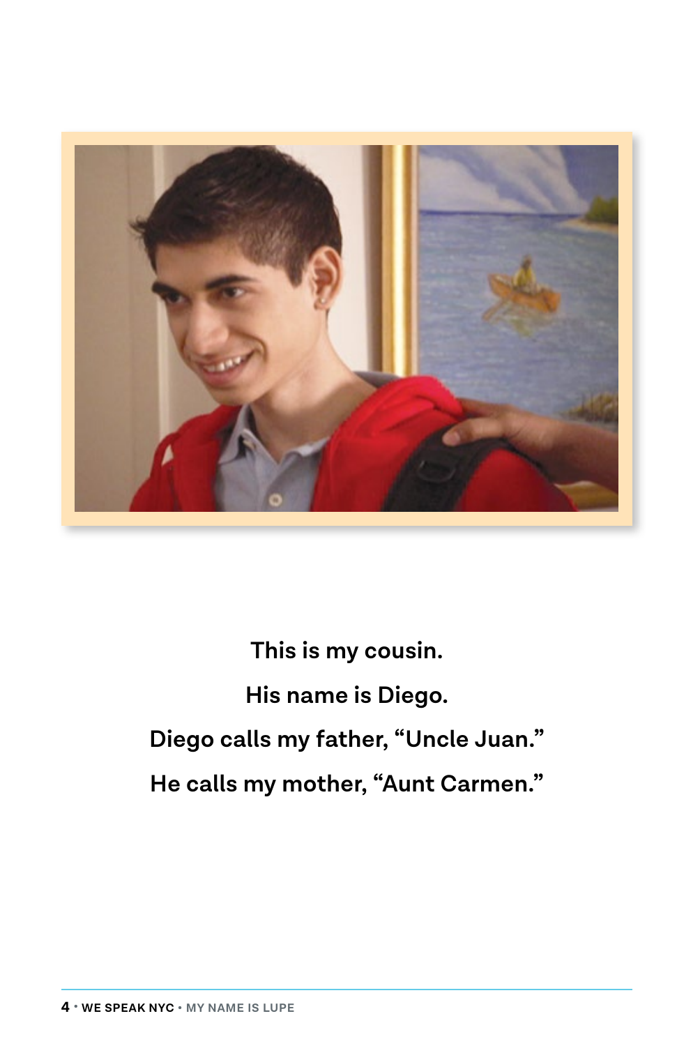This is my cousin.

His name is Diego.

Diego calls my father, "Uncle Juan."

He calls my mother, "Aunt Carmen."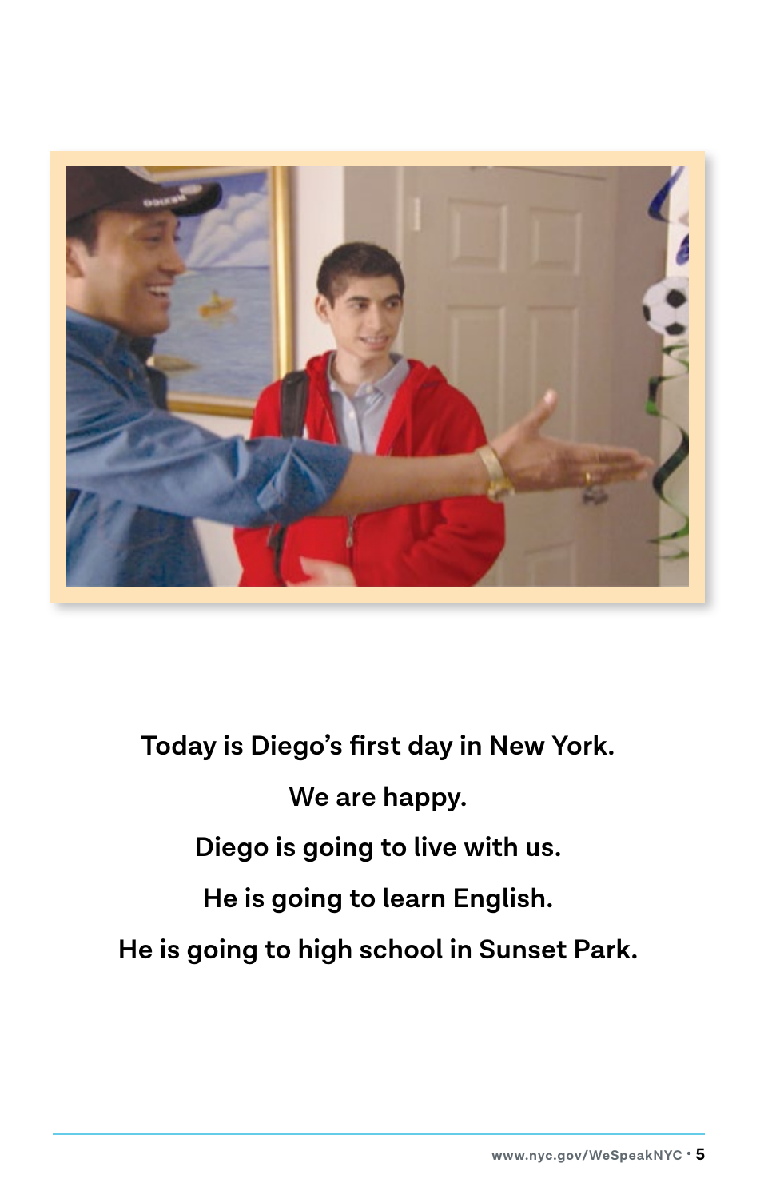Today is Diego's first day in New York.

We are happy.

Diego is going to live with us.

He is going to learn English.

He is going to high school in Sunset Park.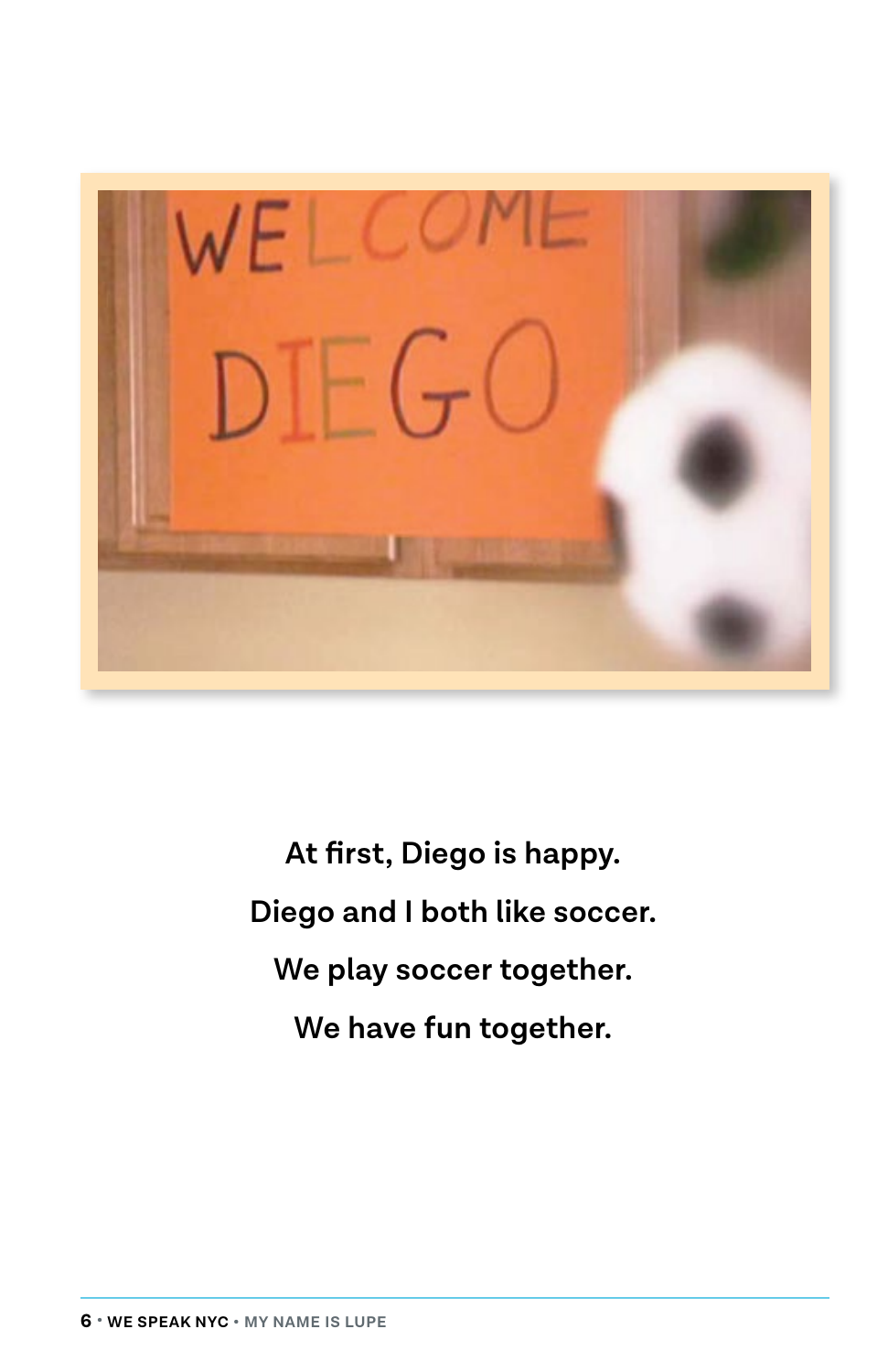At first, Diego is happy.

Diego and I both like soccer.

We play soccer together.

We have fun together.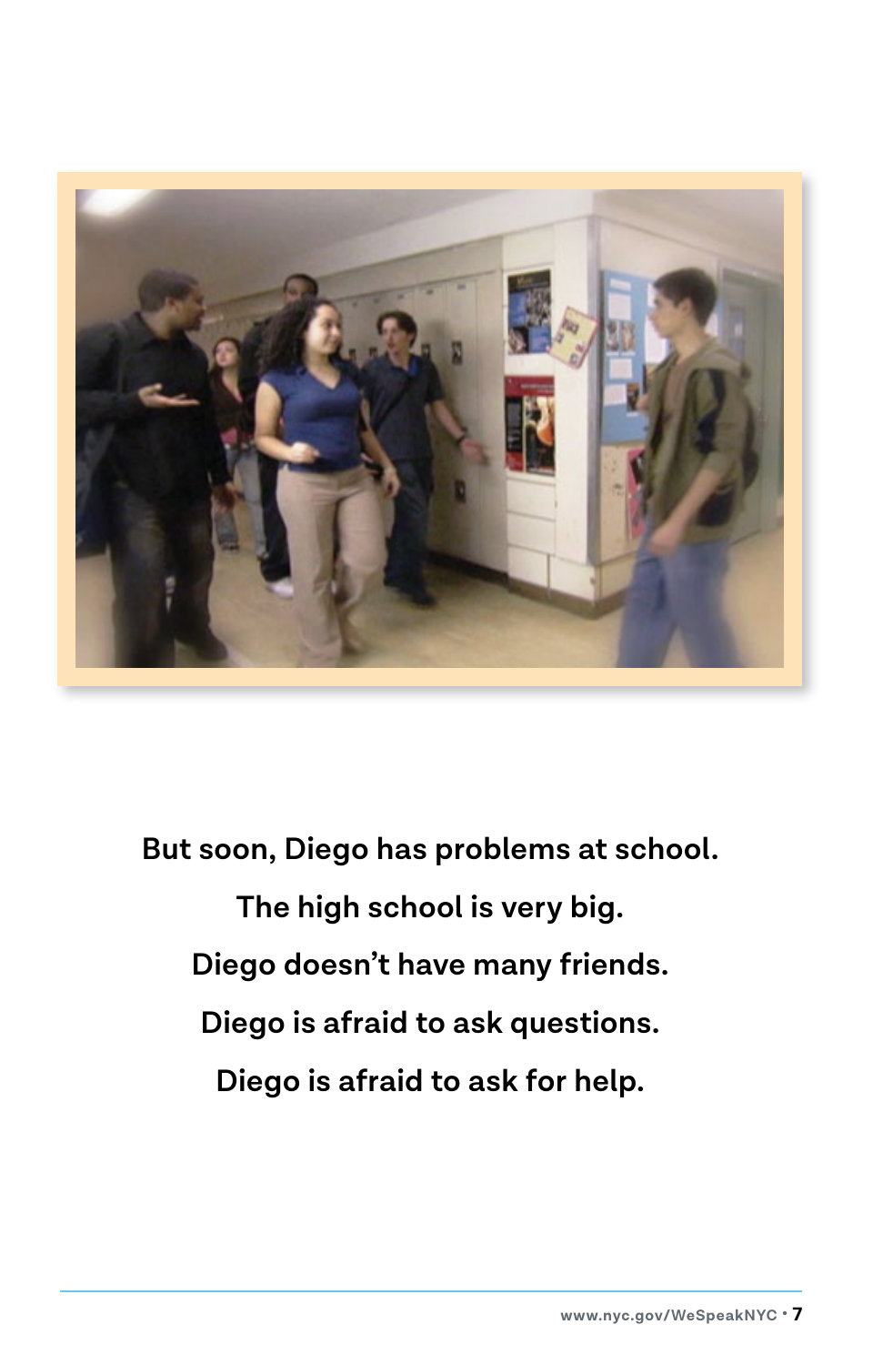But soon, Diego has problems at school.

The high school is very big.

Diego doesn't have many friends.

Diego is afraid to ask questions.

Diego is afraid to ask for help.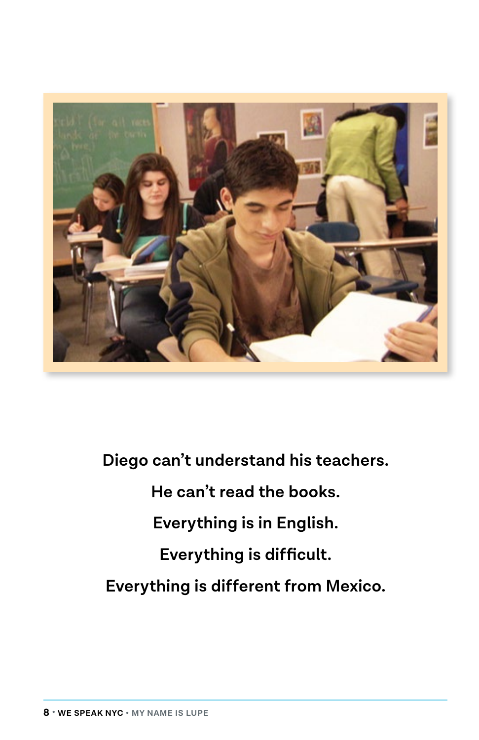Diego can't understand his teachers.

He can't read the books.

Everything is in English.

Everything is difficult.

Everything is different from Mexico.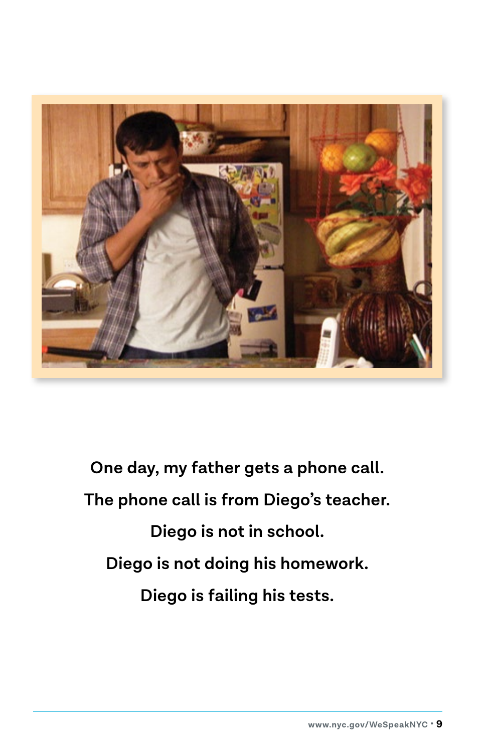One day, my father gets a phone call.

The phone call is from Diego's teacher.

Diego is not in school.

Diego is not doing his homework.

Diego is failing his tests.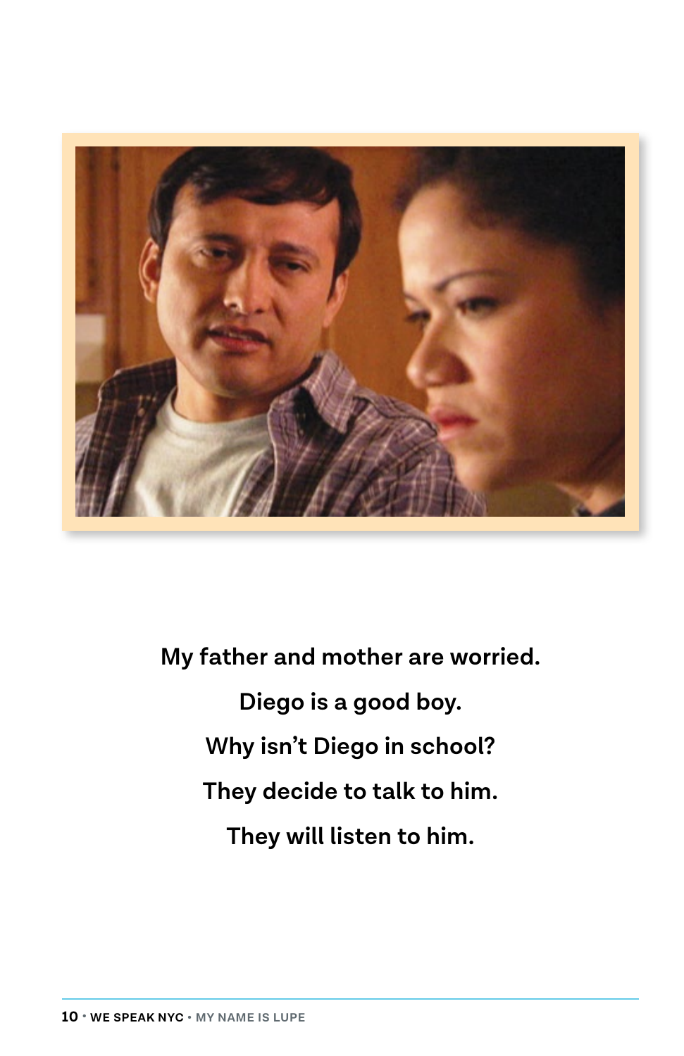My father and mother are worried.

Diego is a good boy.

Why isn't Diego in school?

They decide to talk to him.

They will listen to him.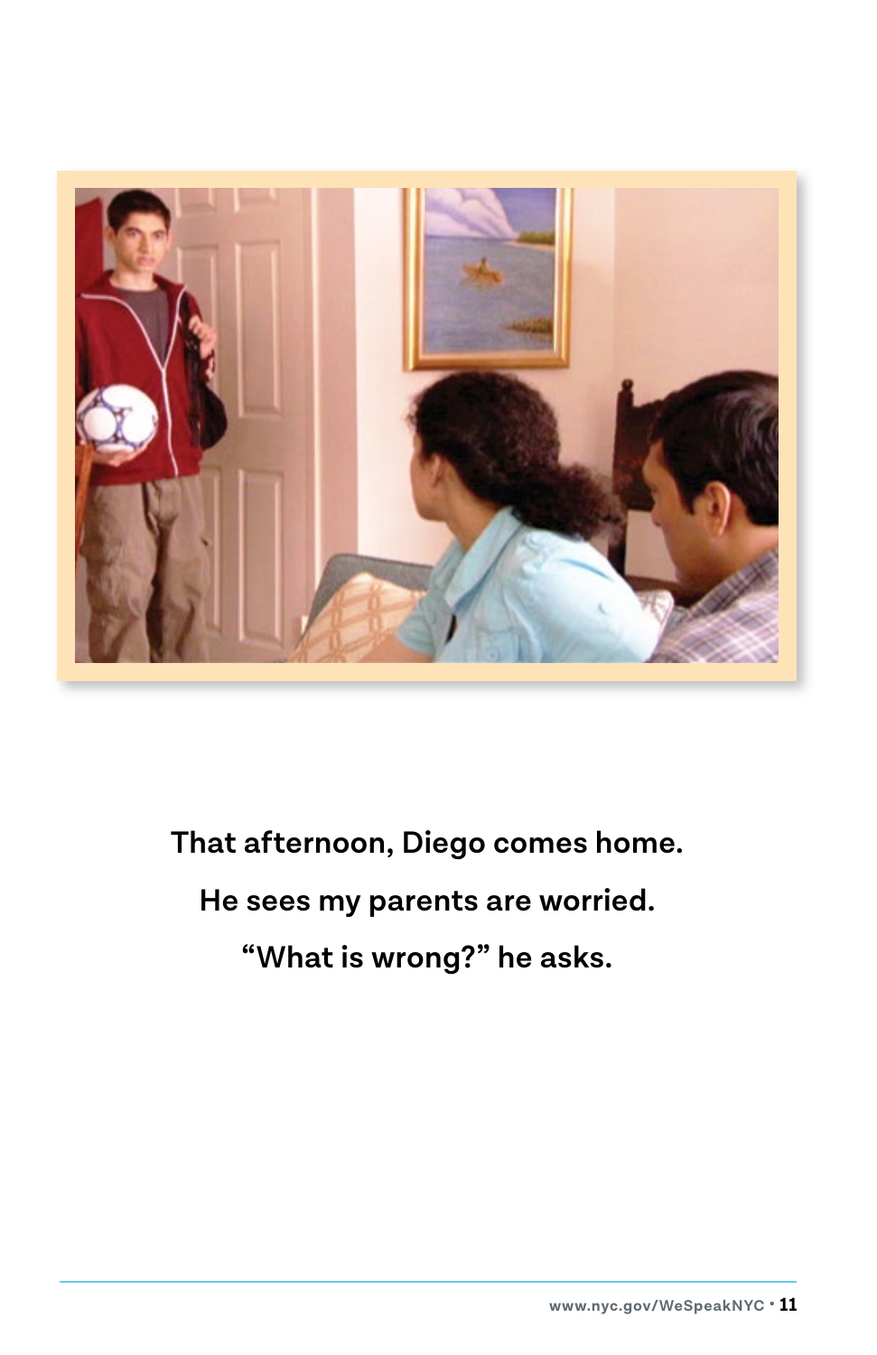That afternoon, Diego comes home.

He sees my parents are worried.

"What is wrong?" he asks.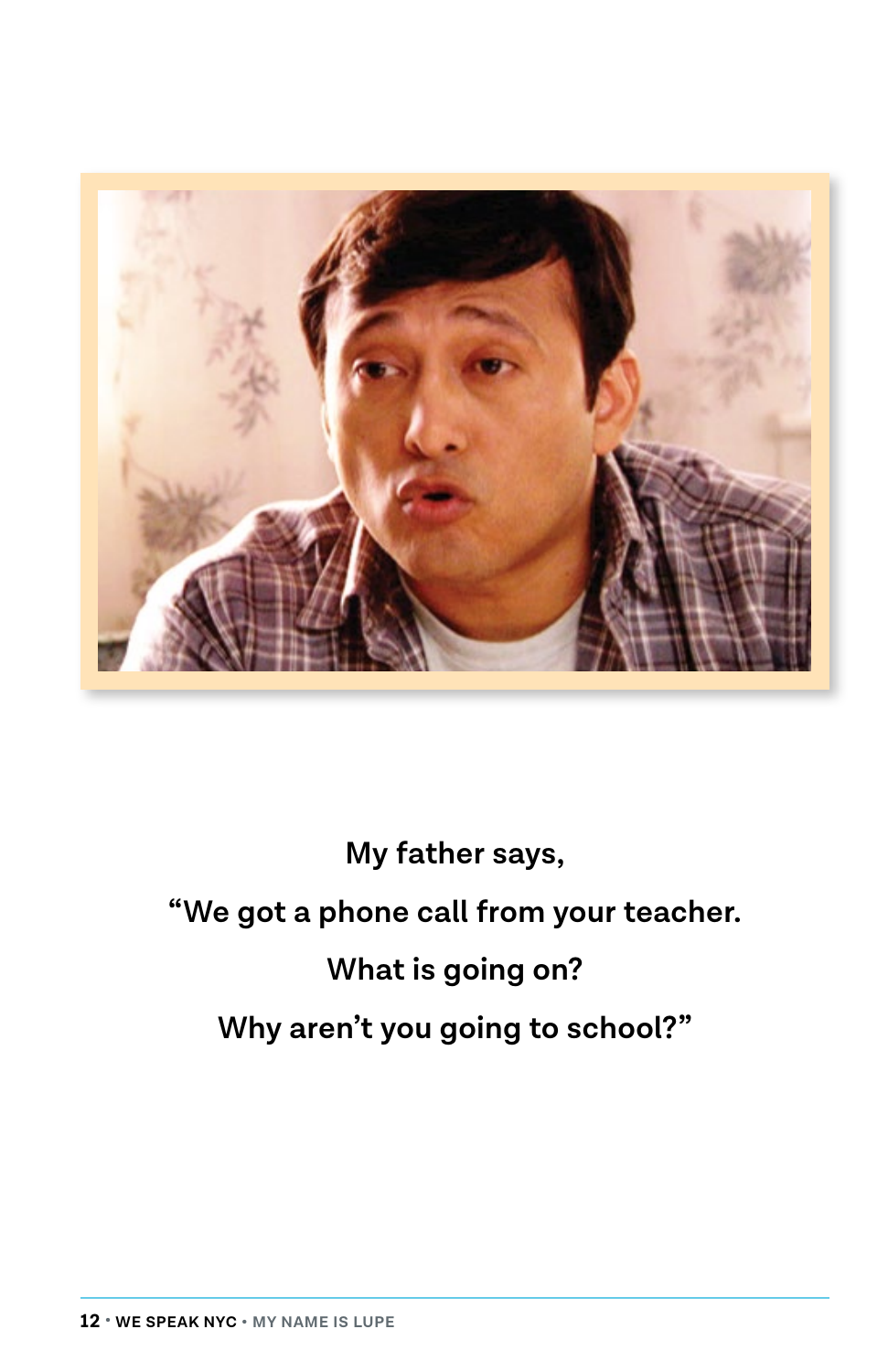My father says,

"We got a phone call from your teacher.

What is going on?

Why aren't you going to school?"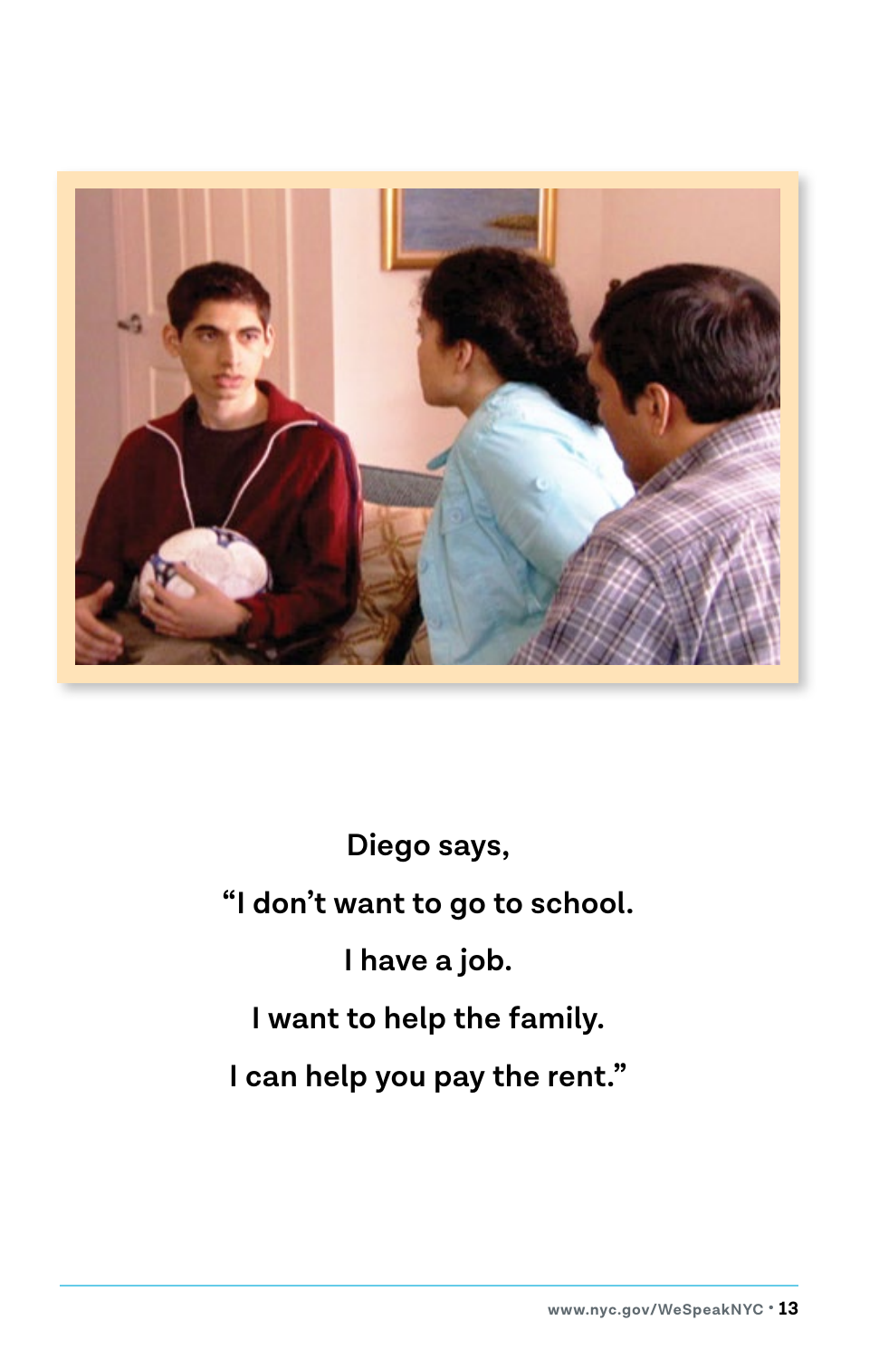Diego says,

"I don't want to go to school.

I have a job.

I want to help the family.

I can help you pay the rent."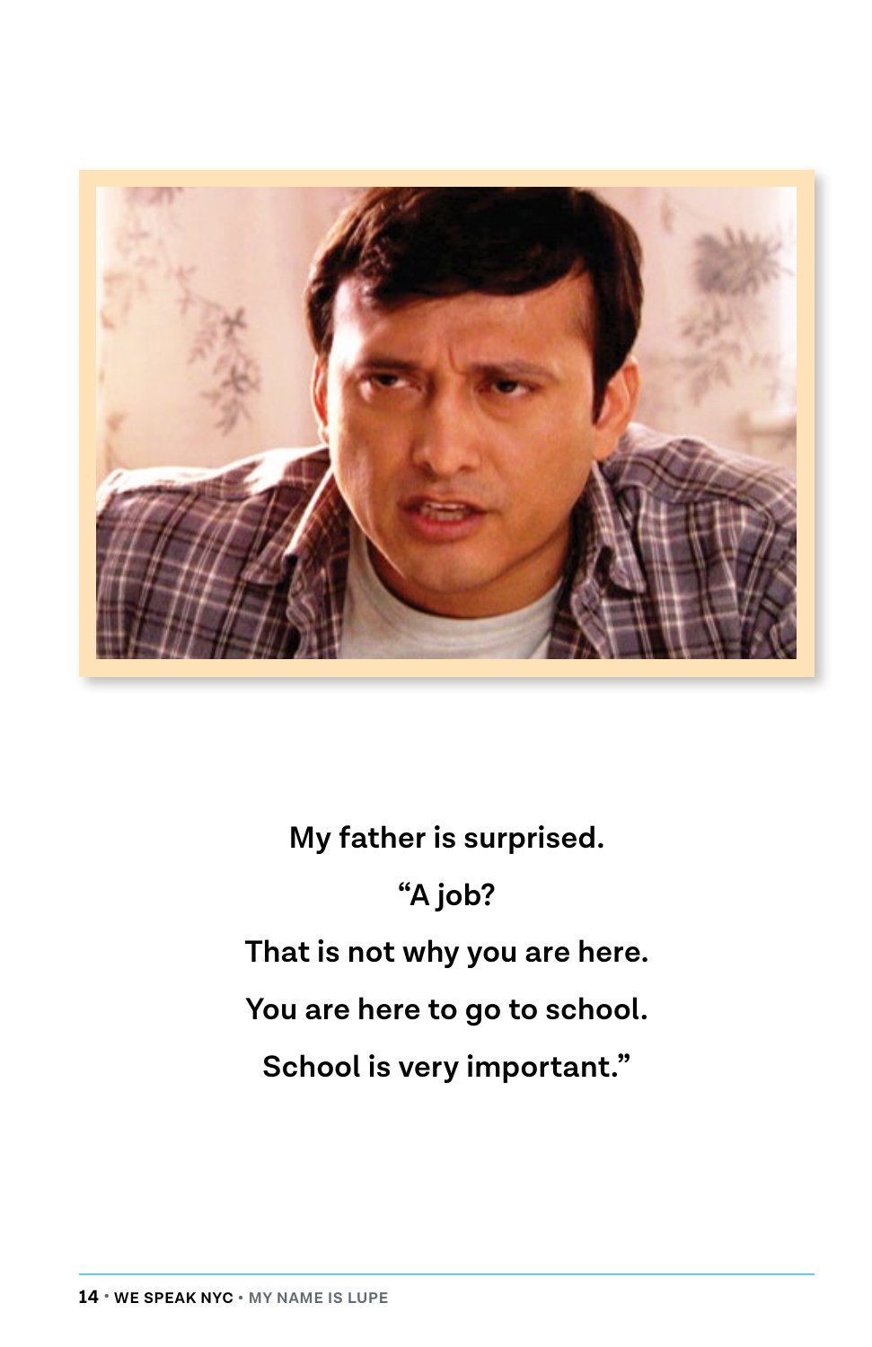My father is surprised.

"A job?

That is not why you are here.

You are here to go to school.

School is very important."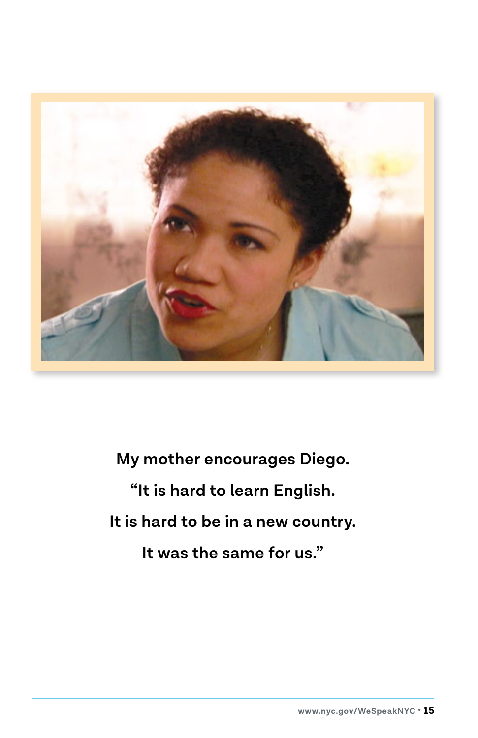My mother encourages Diego.

"It is hard to learn English.

It is hard to be in a new country.

It was the same for us."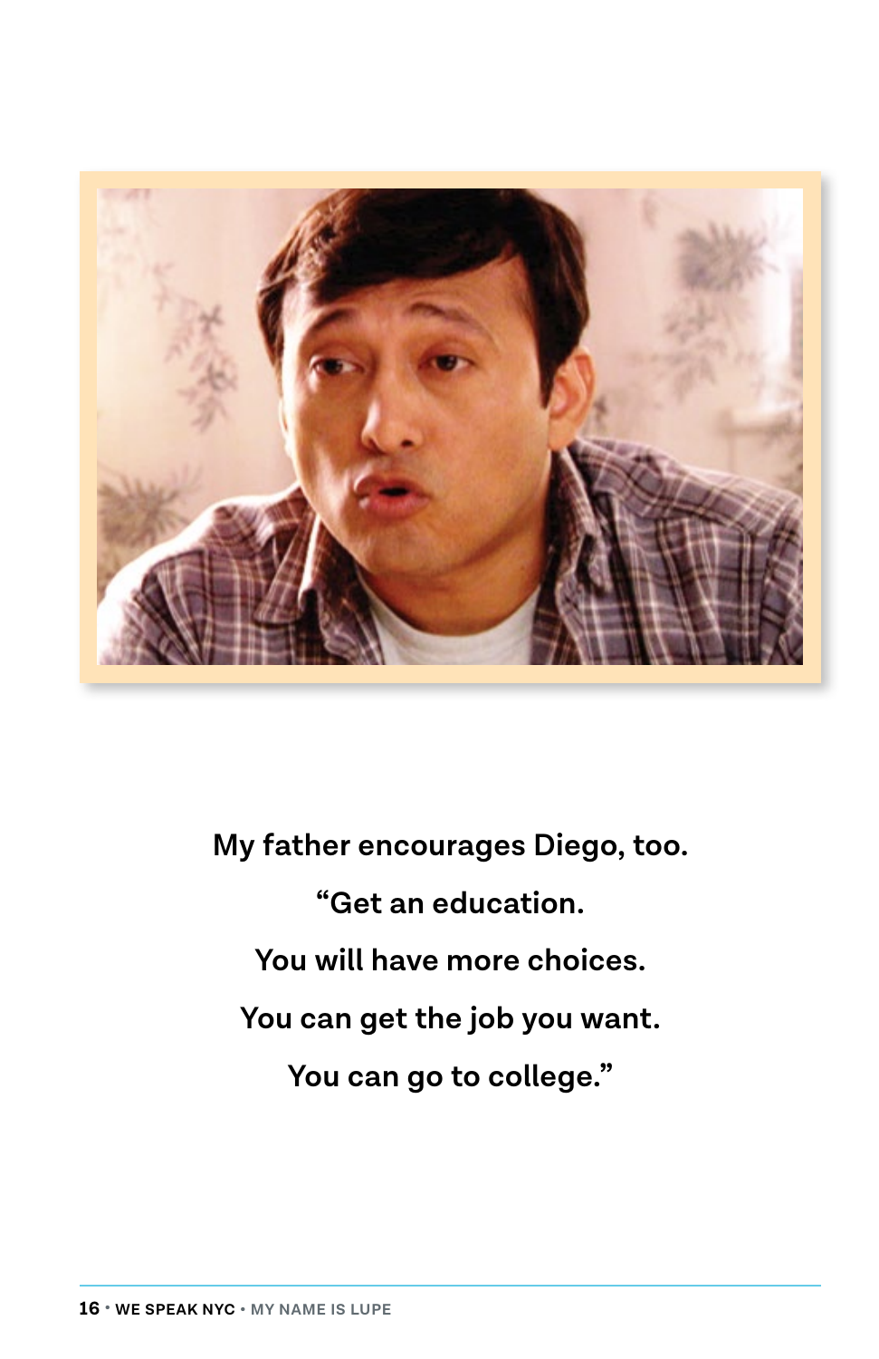My father encourages Diego, too.

"Get an education.

You will have more choices.

You can get the job you want.

You can go to college."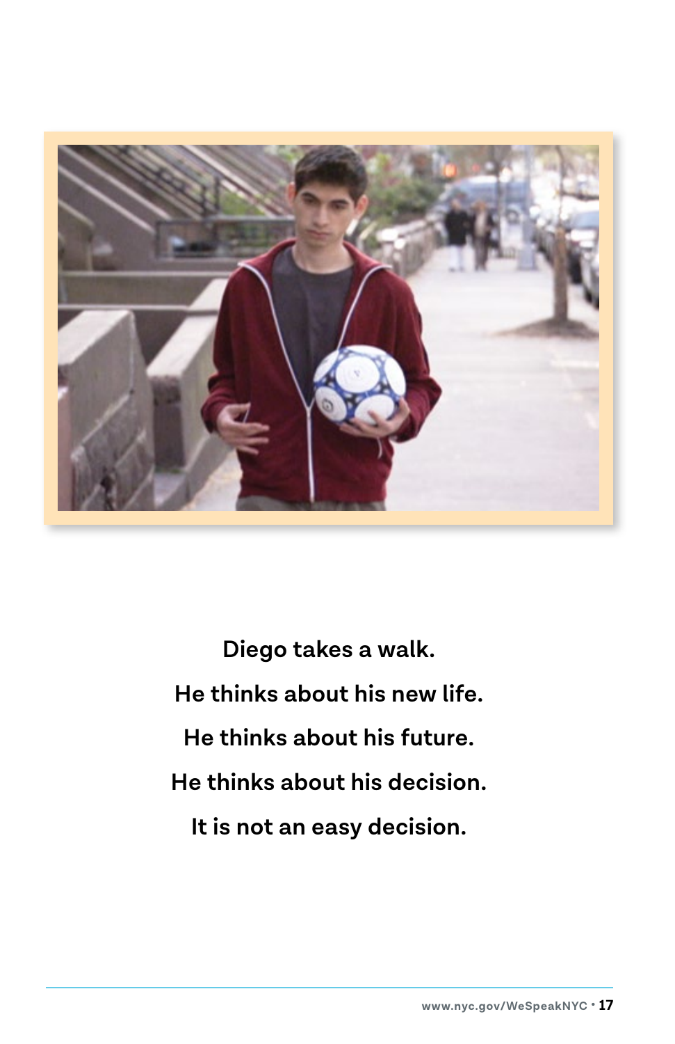Diego takes a walk.

He thinks about his new life.

He thinks about his future.

He thinks about his decision.

It is not an easy decision.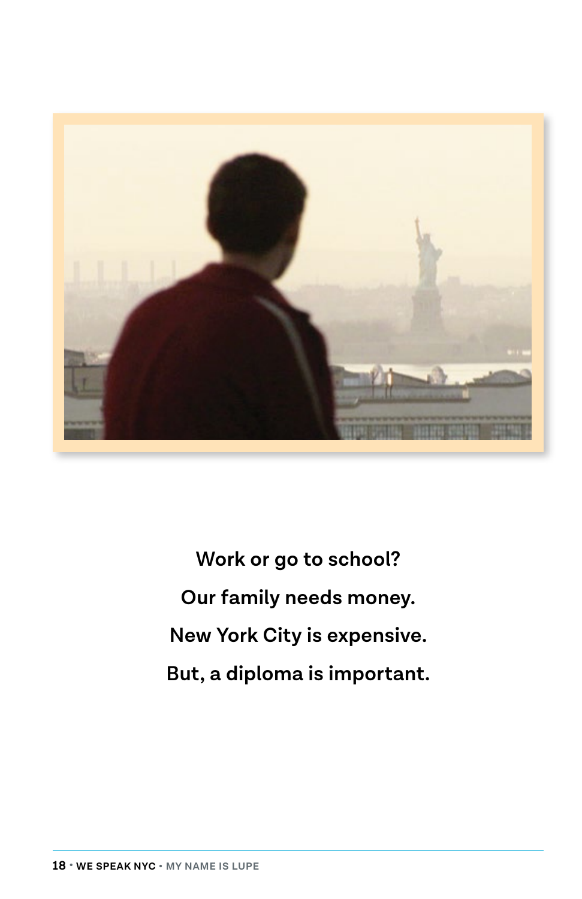Work or go to school?

Our family needs money.

New York City is expensive.

But, a diploma is important.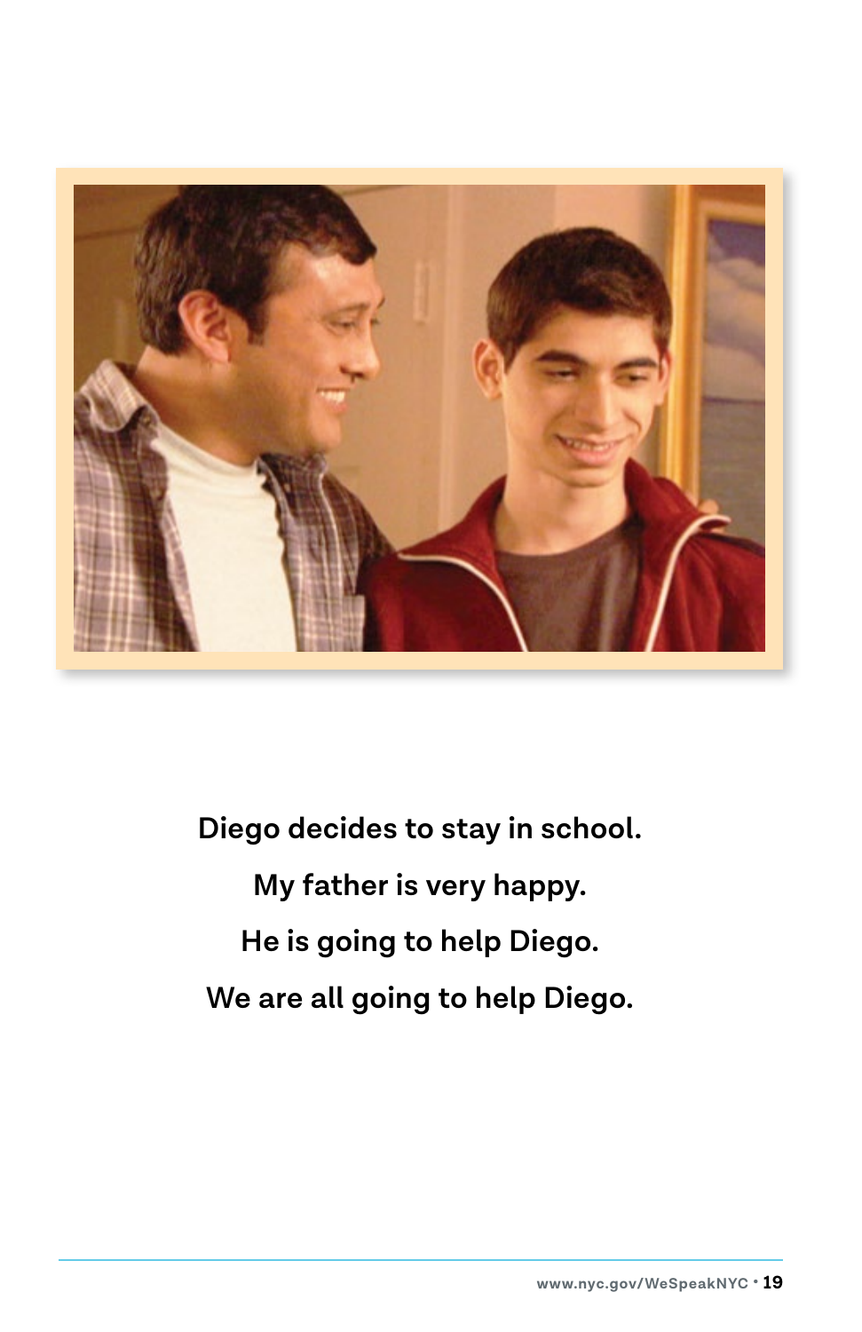Diego decides to stay in school.

My father is very happy.

He is going to help Diego.

We are all going to help Diego.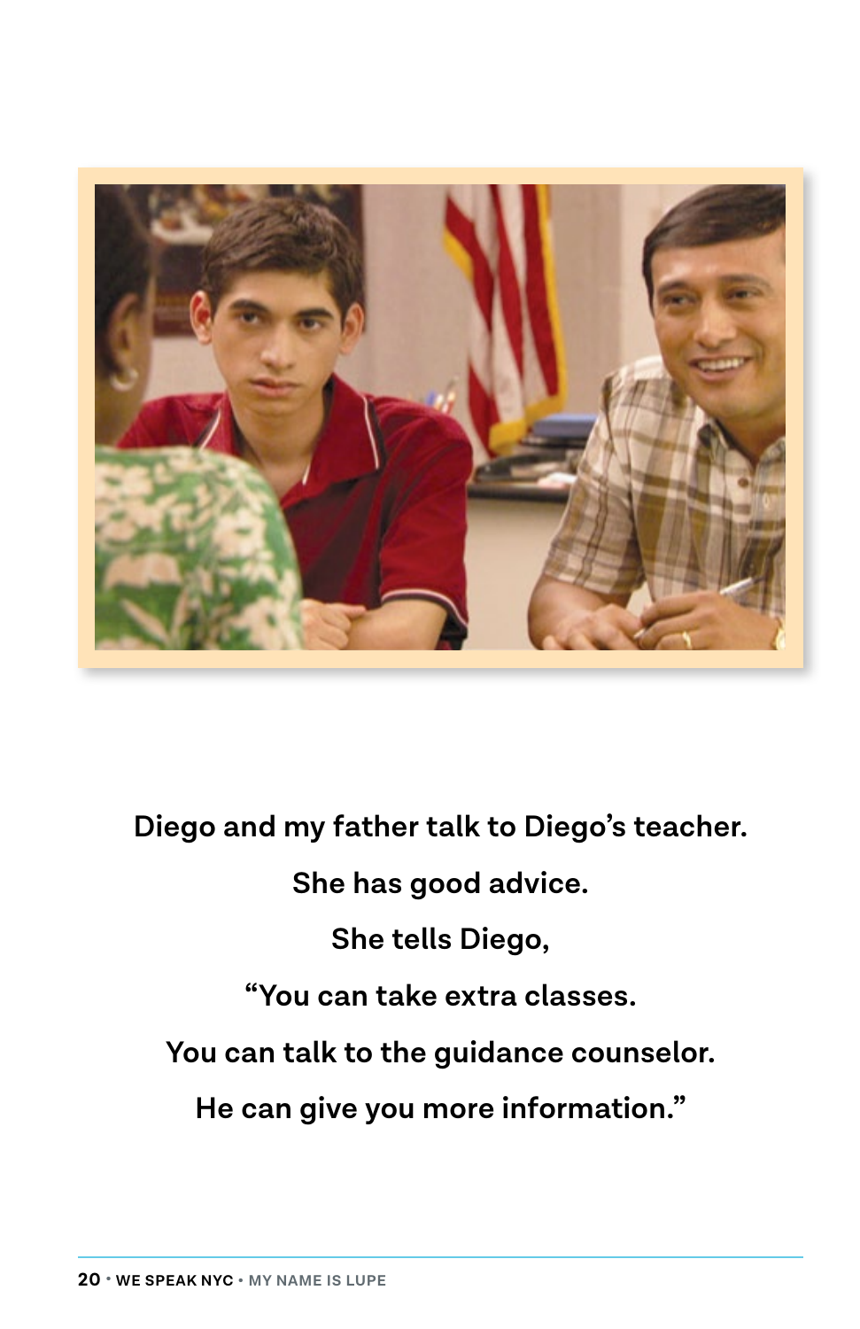Diego and my father talk to Diego's teacher.

She has good advice.

She tells Diego,

"You can take extra classes.

You can talk to the guidance counselor.

He can give you more information."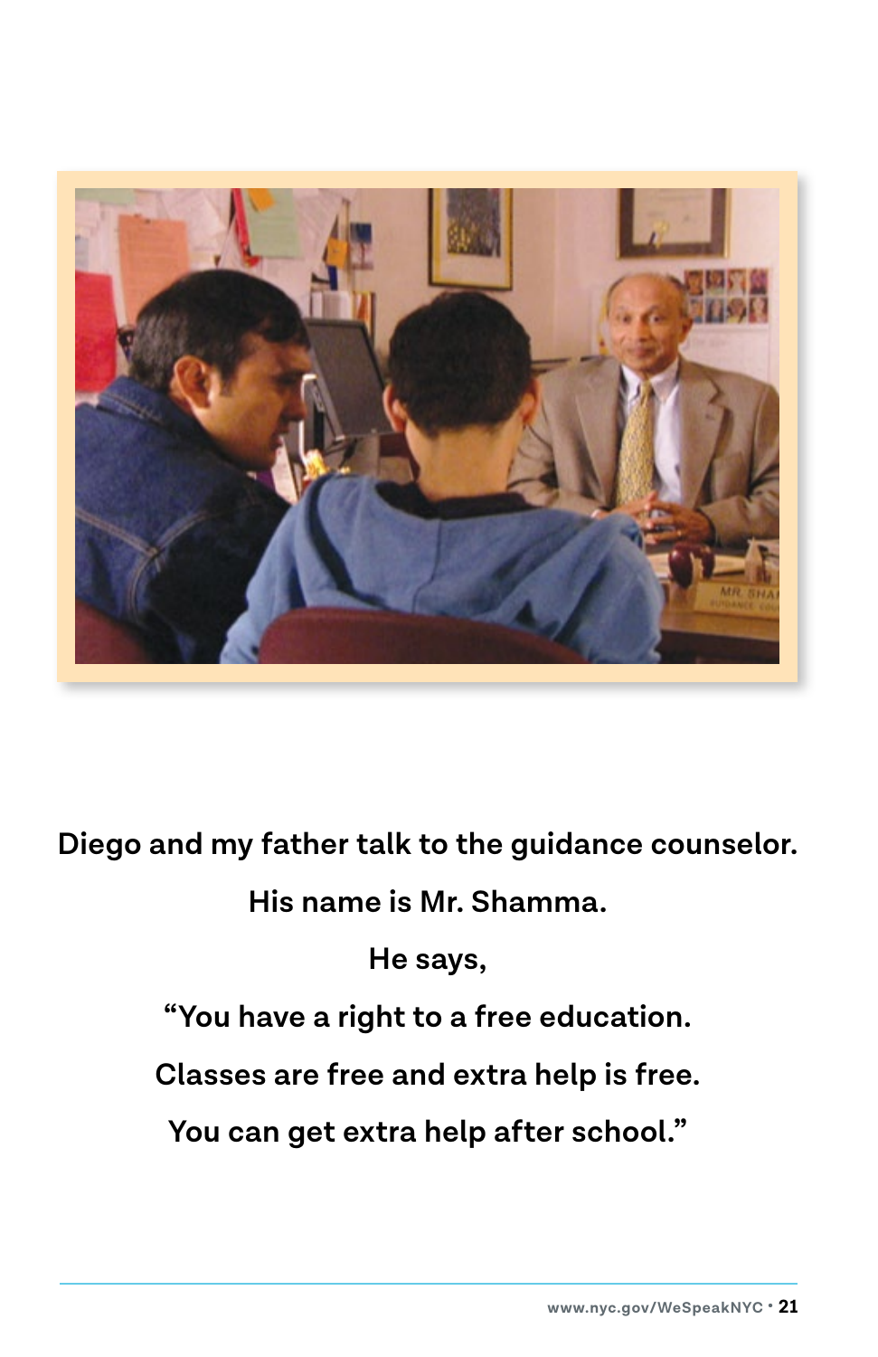Diego and my father talk to the guidance counselor.

His name is Mr. Shamma.

He says,

"You have a right to a free education.

Classes are free and extra help is free.

You can get extra help after school."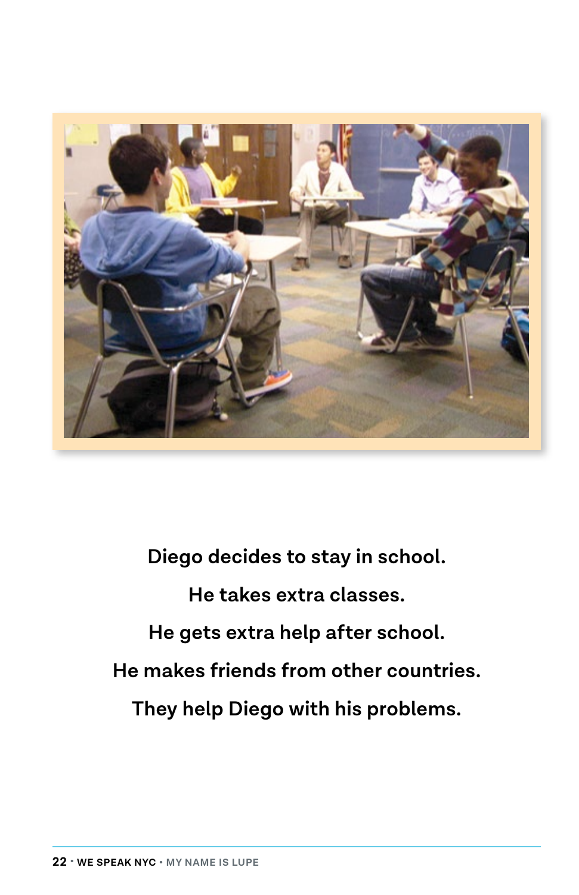Diego decides to stay in school.

He takes extra classes.

He gets extra help after school.

He makes friends from other countries.

They help Diego with his problems.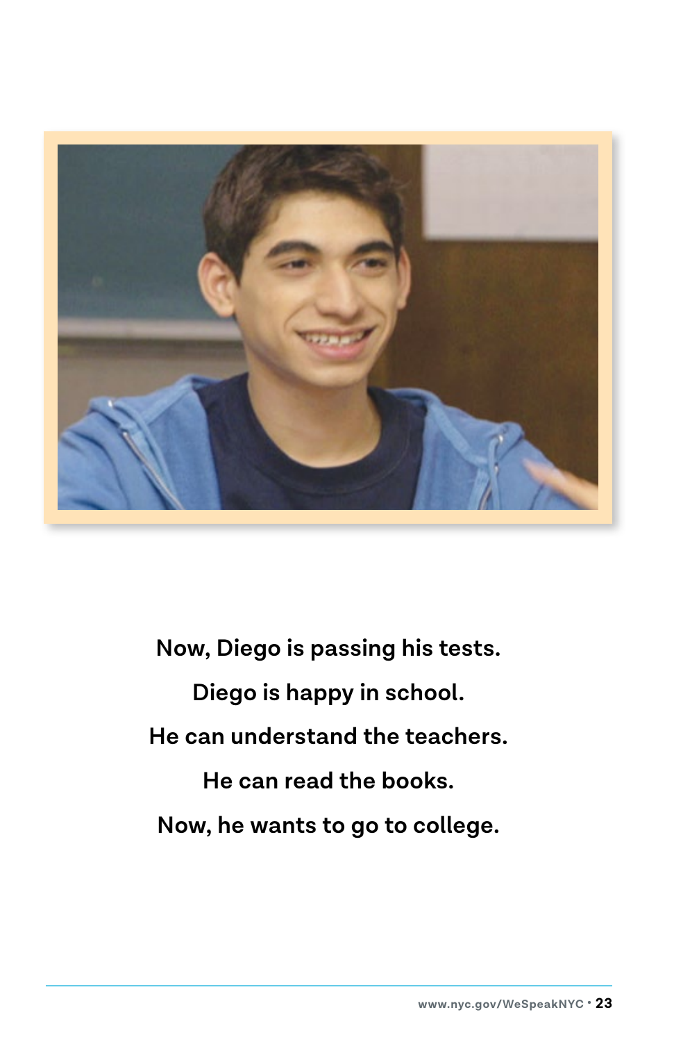Now, Diego is passing his tests.

Diego is happy in school.

He can understand the teachers.

He can read the books.

Now, he wants to go to college.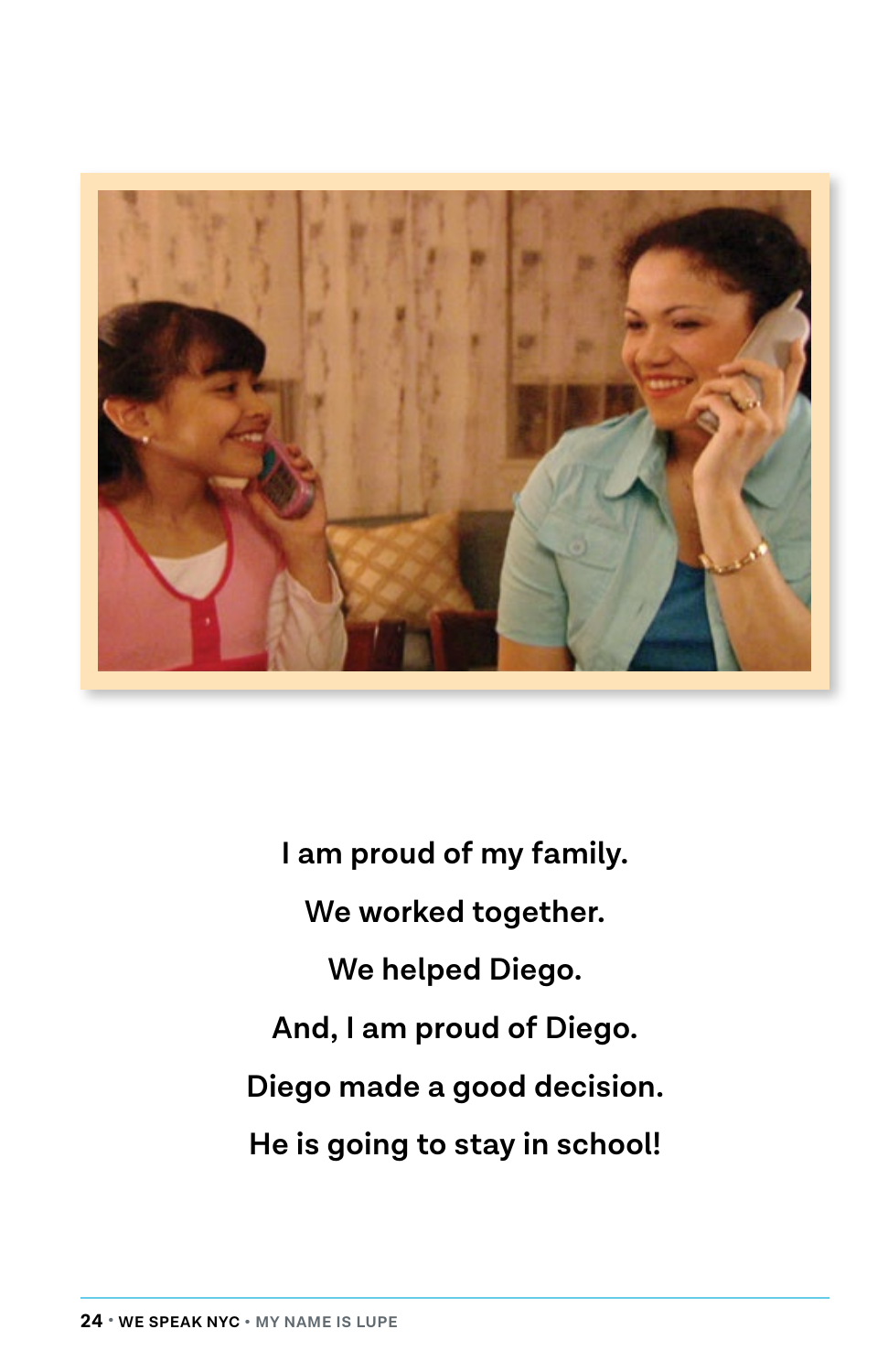I am proud of my family.

We worked together.

We helped Diego.

And, I am proud of Diego.

Diego made a good decision.

He is going to stay in school!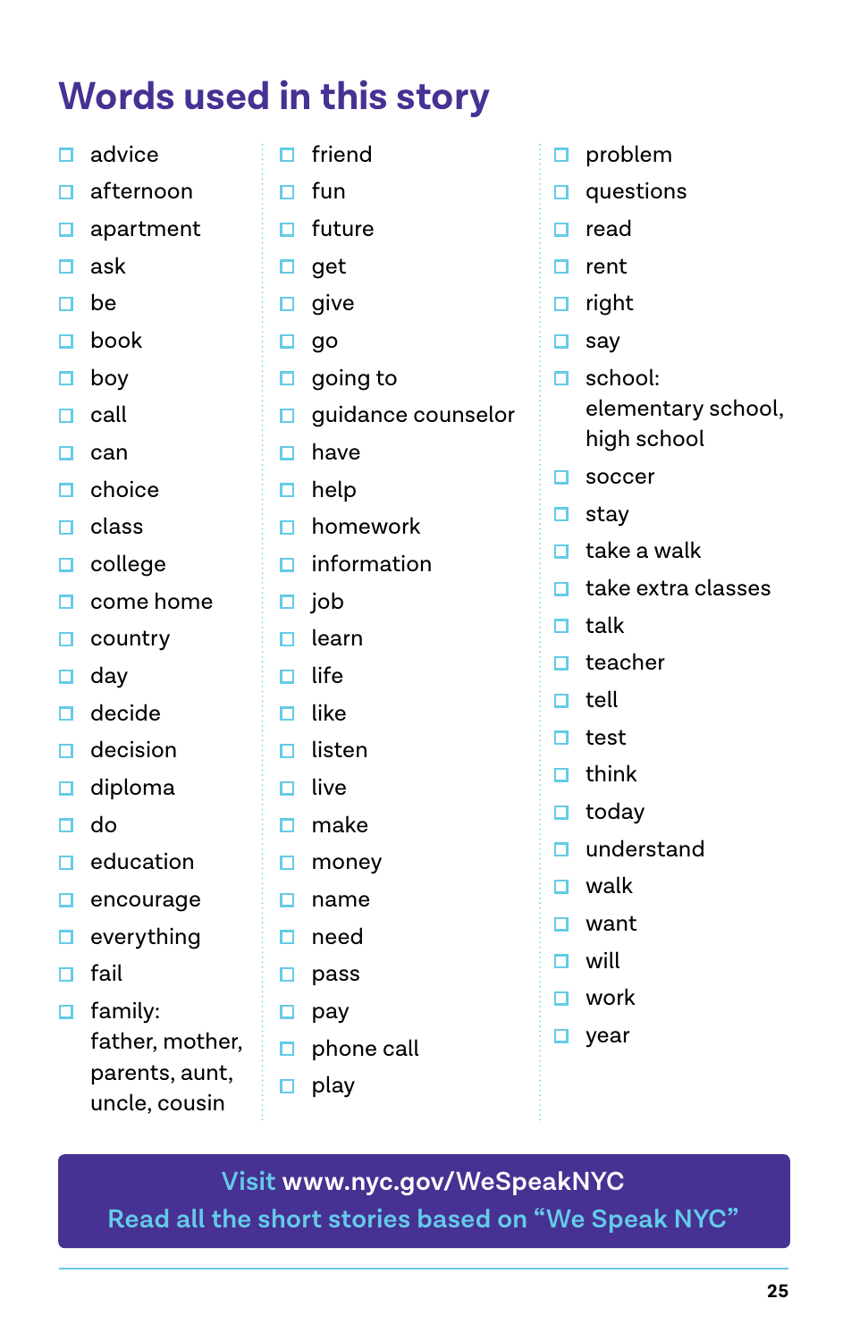# Words used in this story

- advice
- afternoon
- apartment
- ask
- be
- book
- boy
- call
- can
- choice
- class
- college
- come home
- country
- day
- decide
- decision
- diploma
- do
- education
- encourage
- everything
- fail
- family: father, mother, parents, aunt, uncle, cousin
- friend
- fun
- future
- get
- give
- go
- going to
- guidance counselor
- have
- help
- homework
- information
- job
- learn
- life
- like
- listen
- live
- make
- money
- name
- need
- pass
- pay
- phone call
- play
- problem
- questions
- read
- rent
- right
- say
- school: elementary school, high school
- soccer
- stay
- take a walk
- take extra classes
- talk
- teacher
- tell
- test
- think
- today
- understand
- walk
- want
- will
- work
- year

Visit www.nyc.gov/WeSpeakNYC
Read all the short stories based on "We Speak NYC"